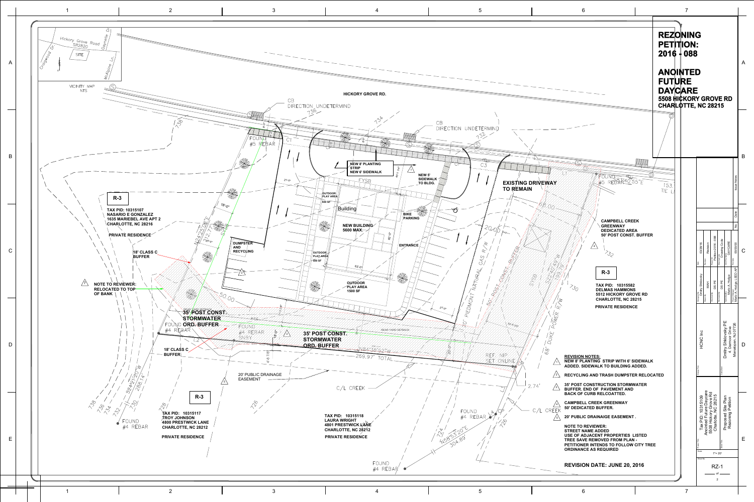# REZONING PETITION: 2016 - 088

## ANOINTED FUTURE DAYCARE

5508 HICKORY GROVE RD
CHARLOTTE, NC 28215

VICINITY MAP
NTS

Hickory Grove Road SR2820

SITE

HICKORY GROVE RD.

CB DIRECTION UNDETERMIND

CB DIRECTION UNDETERMIND

FOUND #5 REBAR

NEW 8' PLANTING STRIP
NEW 6' SIDEWALK

NEW 5' SIDEWALK TO BLDG.

EXISTING DRIVEWAY TO REMAIN

OUTDOOR PLAY AREA 500 SF

Building

NEW BUILDING 5600 MAX.

BIKE PARKING

ENTRANCE

DUMPSTER AND RECYCLING

OUTDOOR PLAY AREA 500 SF

OUTDOOR PLAY AREA 1500 SF

R-3

TAX PID: 10315107
NASARIO E GONZALEZ
1635 MARIEBEL AVE APT 2
CHARLOTTE, NC 28216

PRIVATE RESIDENCE

18' CLASS C BUFFER

NOTE TO REVIEWER:
RELOCATED TO TOP OF BANK

35' POST CONST. STORMWATER ORD. BUFFER

FOUND #4 REBAR

35' POST CONST. STORMWATER ORD. BUFFER

18' CLASS C BUFFER

20' PUBLIC DRAINAGE EASEMENT

C/L CREEK

30' PIEDMONT NATURAL GAS R/W

50' POST CONST. BUFFER

68' DUKE POWER R/W

CAMPBELL CREEK GREENWAY DEDICATED AREA 50' POST CONST. BUFFER

R-3

TAX PID: 10315582
DELMAS HAMMONS
5512 HICKORY GROVE RD
CHARLOTTE, NC 28215

PRIVATE RESIDENCE

R-3

TAX PID: 10315117
TROY JOHNSON
4800 PRESTWICK LANE
CHARLOTTE, NC 28212

PRIVATE RESIDENCE

TAX PID: 10315118
LAURA WRIGHT
4801 PRESTWICK LANE
CHARLOTTE, NC 28212

PRIVATE RESIDENCE

FOUND #4 REBAR

FOUND #4 REBAR

FOUND #4 REBAR

C/L CREEK

**REVISION NOTES:**

1. NEW 8' PLANTING STRIP WITH 6' SIDEWALK ADDED. SIDEWALK TO BUILDING ADDED.
2. RECYCLING AND TRASH DUMPSTER RELOCATED
3. 35' POST CONSTRUCTION STORMWATER BUFFER. END OF PAVEMENT AND BACK OF CURB RELCOATTED.
4. CAMPBELL CREEK GREENWAY 50' DEDICATED BUFFER.
5. 20' PUBLIC DRAINAIGE EASEMENT .

**NOTE TO REVIEWER:**
STREET NAME ADDED
USE OF ADJACENT PROPERTIES LISTED
TREE SAVE REMOVED FROM PLAN - PETITIONER INTENDS TO FOLLOW CITY TREE ORDINANCE AS REQUIRED

**REVISION DATE: JUNE 20, 2016**

HCNC Inc

Dmitry Shklovsky PE
4 Dearmoor Drive
Manalapan, NJ 07726

Tax PID: 10315109
Anointed Future Daycare
5508 Hickory Grove Rd
Charlotte, NC 28215

Proposed Site Plan
Rezoning Petition

Date: 03/28/16
Revision
Petition 2016 - 088
Drawing Code: DAYCARE
Dmitry Shklovsky
Drawn By: MAH
DS PE
Marlo A. Hodge
Marlo A. Hodge, LEED AP

Scale: 1"= 20'

Sheet No: RZ-1 of 2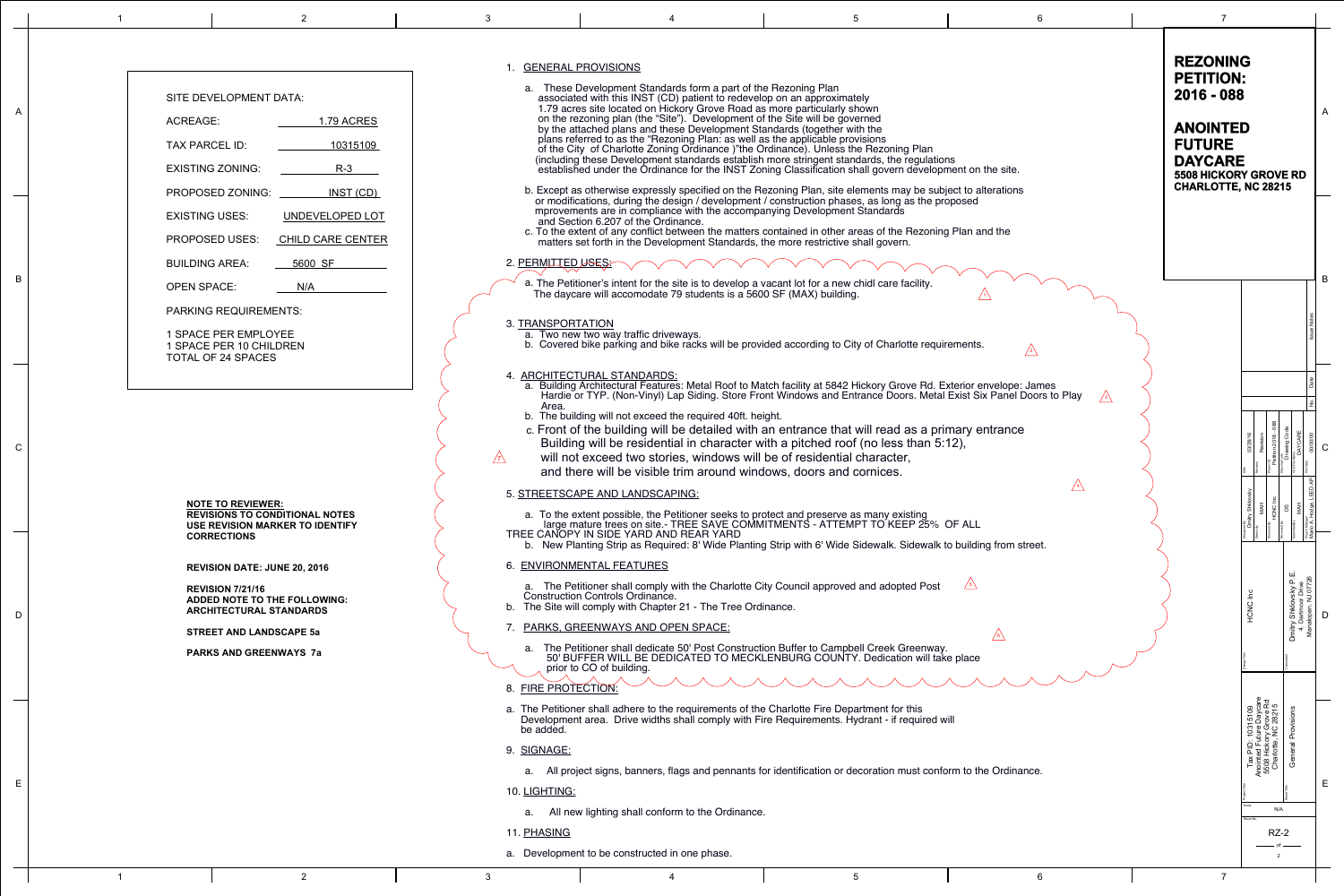# REZONING PETITION: 2016 - 088

## ANOINTED FUTURE DAYCARE

**5508 HICKORY GROVE RD**
**CHARLOTTE, NC 28215**

SITE DEVELOPMENT DATA:

| | |
|---|---|
| ACREAGE: | 1.79 ACRES |
| TAX PARCEL ID: | 10315109 |
| EXISTING ZONING: | R-3 |
| PROPOSED ZONING: | INST (CD) |
| EXISTING USES: | UNDEVELOPED LOT |
| PROPOSED USES: | CHILD CARE CENTER |
| BUILDING AREA: | 5600 SF |
| OPEN SPACE: | N/A |

PARKING REQUIREMENTS:

1 SPACE PER EMPLOYEE
1 SPACE PER 10 CHILDREN
TOTAL OF 24 SPACES

**NOTE TO REVIEWER:**
**REVISIONS TO CONDITIONAL NOTES USE REVISION MARKER TO IDENTIFY CORRECTIONS**

**REVISION DATE: JUNE 20, 2016**

**REVISION 7/21/16**
**ADDED NOTE TO THE FOLLOWING:**
**ARCHITECTURAL STANDARDS**

**STREET AND LANDSCAPE 5a**

**PARKS AND GREENWAYS 7a**

1. GENERAL PROVISIONS

a. These Development Standards form a part of the Rezoning Plan associated with this INST (CD) patient to redevelop on an approximately 1.79 acres site located on Hickory Grove Road as more particularly shown on the rezoning plan (the "Site"). Development of the Site will be governed by the attached plans and these Development Standards (together with the plans referred to as the "Rezoning Plan: as well as the applicable provisions of the City of Charlotte Zoning Ordinance )"the Ordinance). Unless the Rezoning Plan (including these Development standards establish more stringent standards, the regulations established under the Ordinance for the INST Zoning Classification shall govern development on the site.

b. Except as otherwise expressly specified on the Rezoning Plan, site elements may be subject to alterations or modifications, during the design / development / construction phases, as long as the proposed mprovements are in compliance with the accompanying Development Standards and Section 6.207 of the Ordinance.

c. To the extent of any conflict between the matters contained in other areas of the Rezoning Plan and the matters set forth in the Development Standards, the more restrictive shall govern.

2. PERMITTED USES:

a. The Petitioner's intent for the site is to develop a vacant lot for a new chidl care facility. The daycare will accomodate 79 students is a 5600 SF (MAX) building.

3. TRANSPORTATION

a. Two new two way traffic driveways.
b. Covered bike parking and bike racks will be provided according to City of Charlotte requirements.

4. ARCHITECTURAL STANDARDS:

a. Building Architectural Features: Metal Roof to Match facility at 5842 Hickory Grove Rd. Exterior envelope: James Hardie or TYP. (Non-Vinyl) Lap Siding. Store Front Windows and Entrance Doors. Metal Exist Six Panel Doors to Play Area.
b. The building will not exceed the required 40ft. height.
c. Front of the building will be detailed with an entrance that will read as a primary entrance Building will be residential in character with a pitched roof (no less than 5:12), will not exceed two stories, windows will be of residential character, and there will be visible trim around windows, doors and cornices.

5. STREETSCAPE AND LANDSCAPING:

a. To the extent possible, the Petitioner seeks to protect and preserve as many existing large mature trees on site.- TREE SAVE COMMITMENTS - ATTEMPT TO KEEP 25% OF ALL TREE CANOPY IN SIDE YARD AND REAR YARD
b. New Planting Strip as Required: 8' Wide Planting Strip with 6' Wide Sidewalk. Sidewalk to building from street.

6. ENVIRONMENTAL FEATURES

a. The Petitioner shall comply with the Charlotte City Council approved and adopted Post Construction Controls Ordinance.
b. The Site will comply with Chapter 21 - The Tree Ordinance.

7. PARKS, GREENWAYS AND OPEN SPACE:

a. The Petitioner shall dedicate 50' Post Construction Buffer to Campbell Creek Greenway. 50' BUFFER WILL BE DEDICATED TO MECKLENBURG COUNTY. Dedication will take place prior to CO of building.

8. FIRE PROTECTION:

a. The Petitioner shall adhere to the requirements of the Charlotte Fire Department for this Development area. Drive widths shall comply with Fire Requirements. Hydrant - if required will be added.

9. SIGNAGE:

a. All project signs, banners, flags and pennants for identification or decoration must conform to the Ordinance.

10. LIGHTING:

a. All new lighting shall conform to the Ordinance.

11. PHASING

a. Development to be constructed in one phase.

03/28/16 | Revision | Petition 2016 - 088 | DAYCARE | 00/00/00

Dmitry Shklovsky | MAH | HCNC Inc | DS | MAH | Naim A. Hodge, LEED AP

HCNC Inc
Dmitry Shklovsky P.E.
4, Dartmoor Drive
Manalapan, NJ 07726

Tax PID: 10315109
Anointed Future Daycare
5508 Hickory Grove Rd
Charlotte, NC 28215

General Provisions

Scale: N/A

RZ-2
of 2